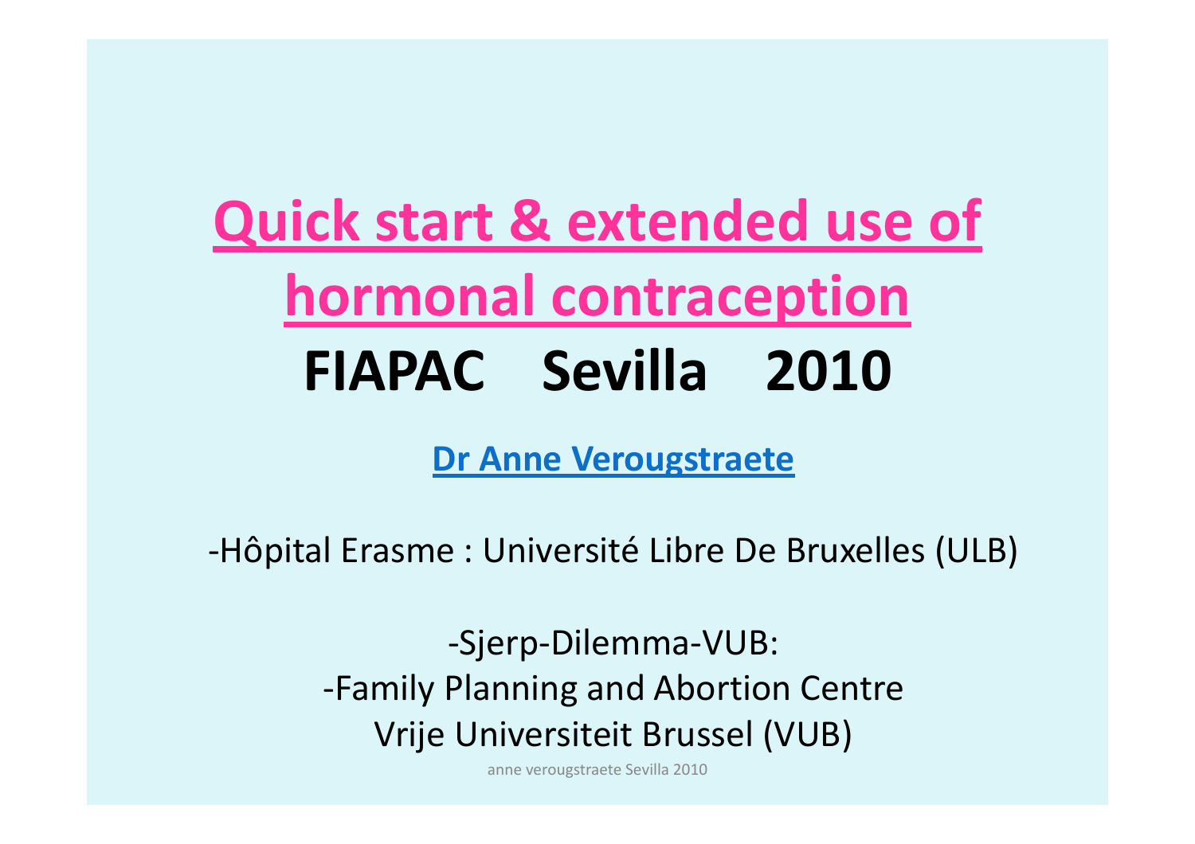# Quick start & extended use of hormonal contraception

## FIAPAC Sevilla 2010

**Dr Anne Verougstraete**

-Hôpital Erasme : Université Libre De Bruxelles (ULB)

-Sjerp-Dilemma-VUB:
-Family Planning and Abortion Centre
Vrije Universiteit Brussel (VUB)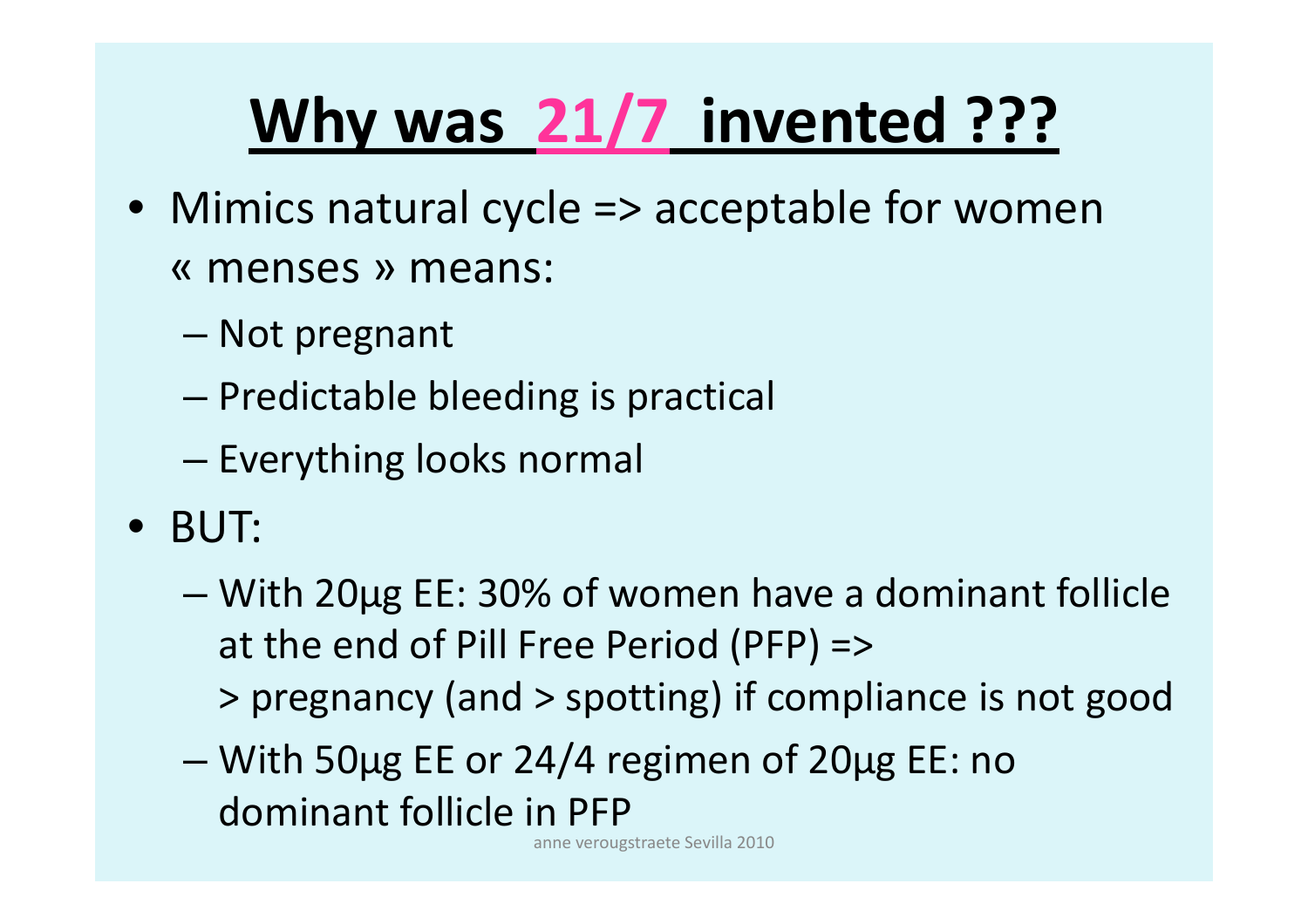# **Why was 21/7 invented ???**

- Mimics natural cycle => acceptable for women « menses » means:
  - Not pregnant
  - Predictable bleeding is practical
  - Everything looks normal
- BUT:
  - With 20µg EE: 30% of women have a dominant follicle at the end of Pill Free Period (PFP) => > pregnancy (and > spotting) if compliance is not good
  - With 50µg EE or 24/4 regimen of 20µg EE: no dominant follicle in PFP

anne verougstraete Sevilla 2010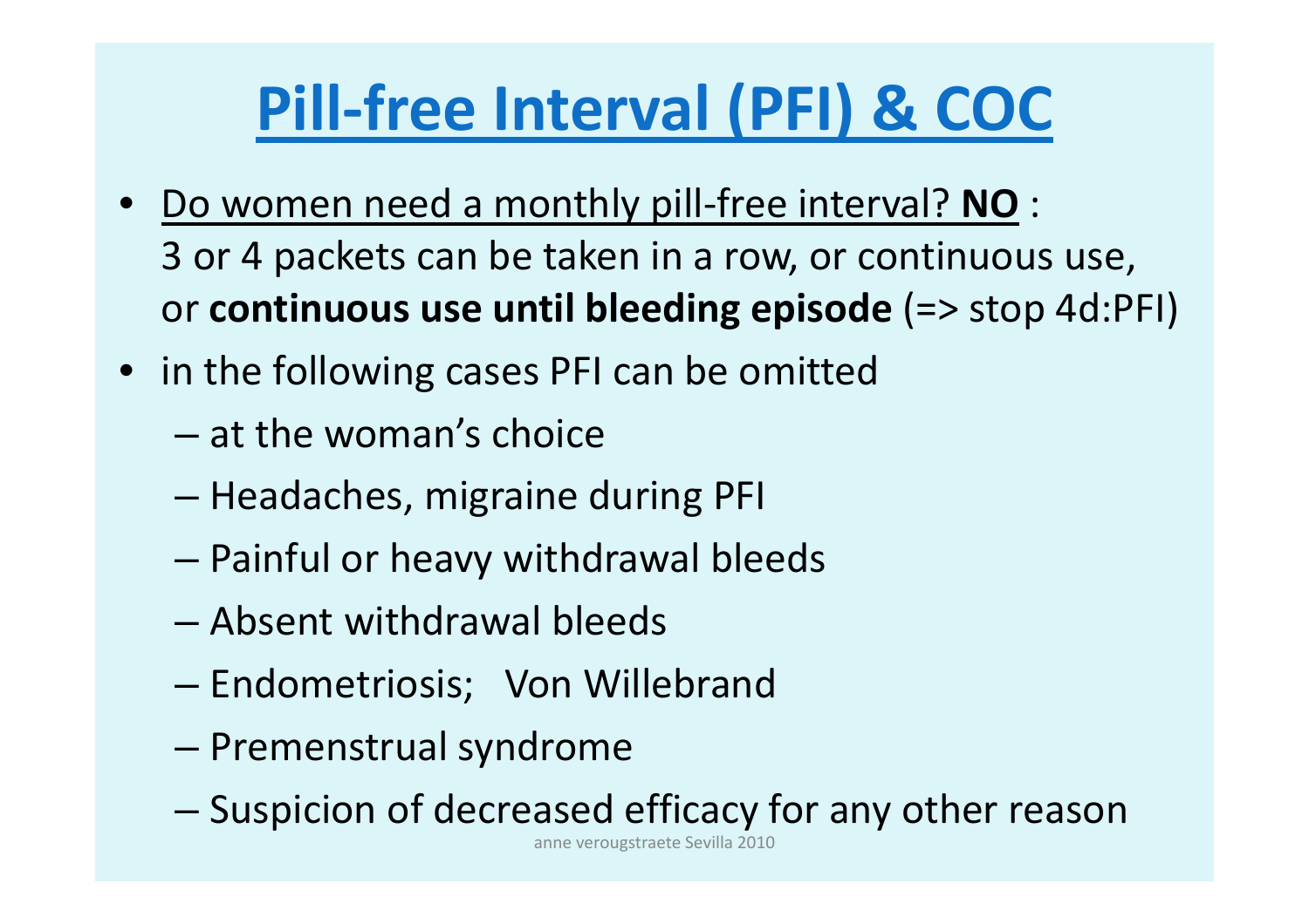# Pill-free Interval (PFI) & COC

- Do women need a monthly pill-free interval? **NO** :
  3 or 4 packets can be taken in a row, or continuous use,
  or **continuous use until bleeding episode** (=> stop 4d:PFI)
- in the following cases PFI can be omitted
  - at the woman's choice
  - Headaches, migraine during PFI
  - Painful or heavy withdrawal bleeds
  - Absent withdrawal bleeds
  - Endometriosis; Von Willebrand
  - Premenstrual syndrome
  - Suspicion of decreased efficacy for any other reason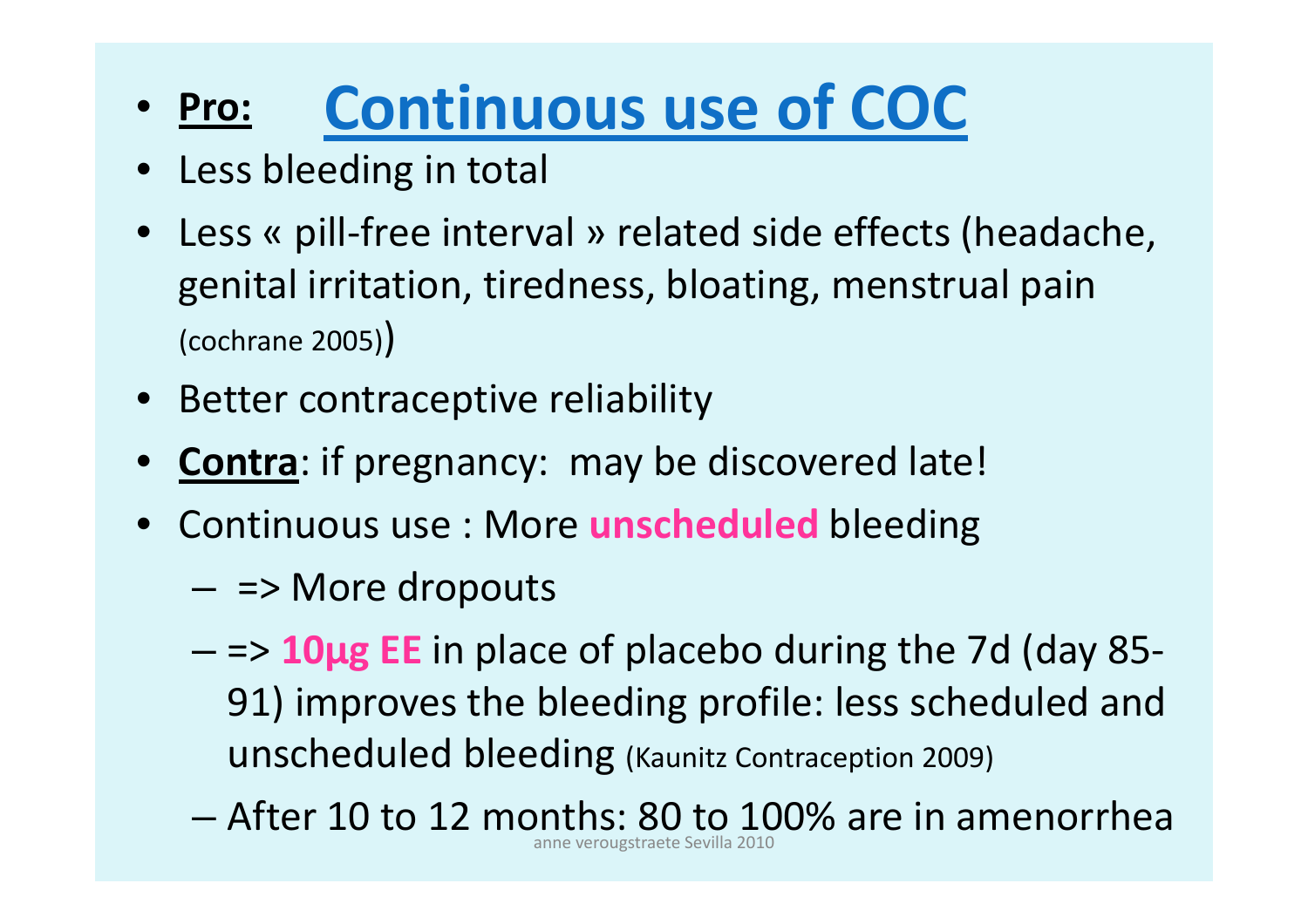- **Pro:** 

# Continuous use of COC

- Less bleeding in total
- Less « pill-free interval » related side effects (headache, genital irritation, tiredness, bloating, menstrual pain (cochrane 2005))
- Better contraceptive reliability
- **Contra**: if pregnancy: may be discovered late!
- Continuous use : More **unscheduled** bleeding
  - => More dropouts
  - => **10µg EE** in place of placebo during the 7d (day 85-91) improves the bleeding profile: less scheduled and unscheduled bleeding (Kaunitz Contraception 2009)
  - After 10 to 12 months: 80 to 100% are in amenorrhea

anne verougstraete Sevilla 2010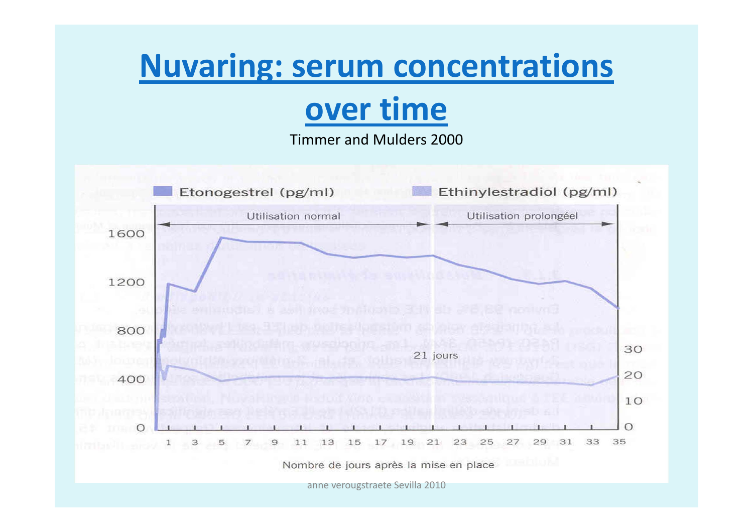# Nuvaring: serum concentrations over time

Timmer and Mulders 2000

Etonogestrel (pg/ml) Ethinylestradiol (pg/ml)

Utilisation normal — Utilisation prolongéel

21 jours

Nombre de jours après la mise en place

anne verougstraete Sevilla 2010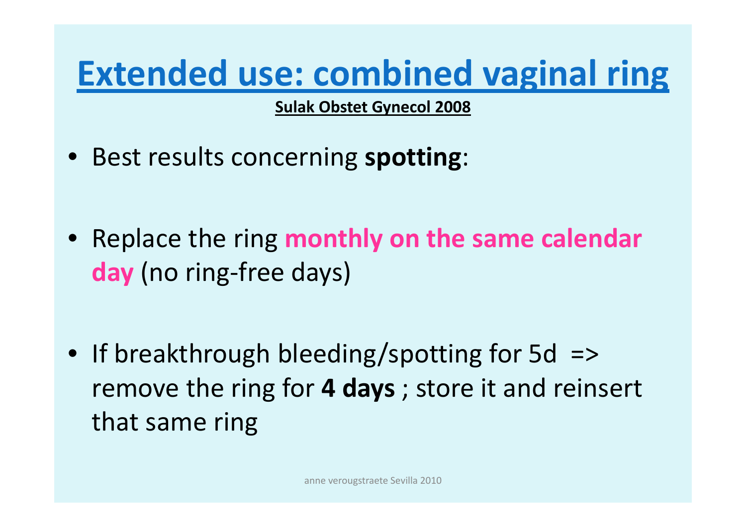# Extended use: combined vaginal ring

**Sulak Obstet Gynecol 2008**

- Best results concerning **spotting**:
- Replace the ring **monthly on the same calendar day** (no ring-free days)
- If breakthrough bleeding/spotting for 5d => remove the ring for **4 days** ; store it and reinsert that same ring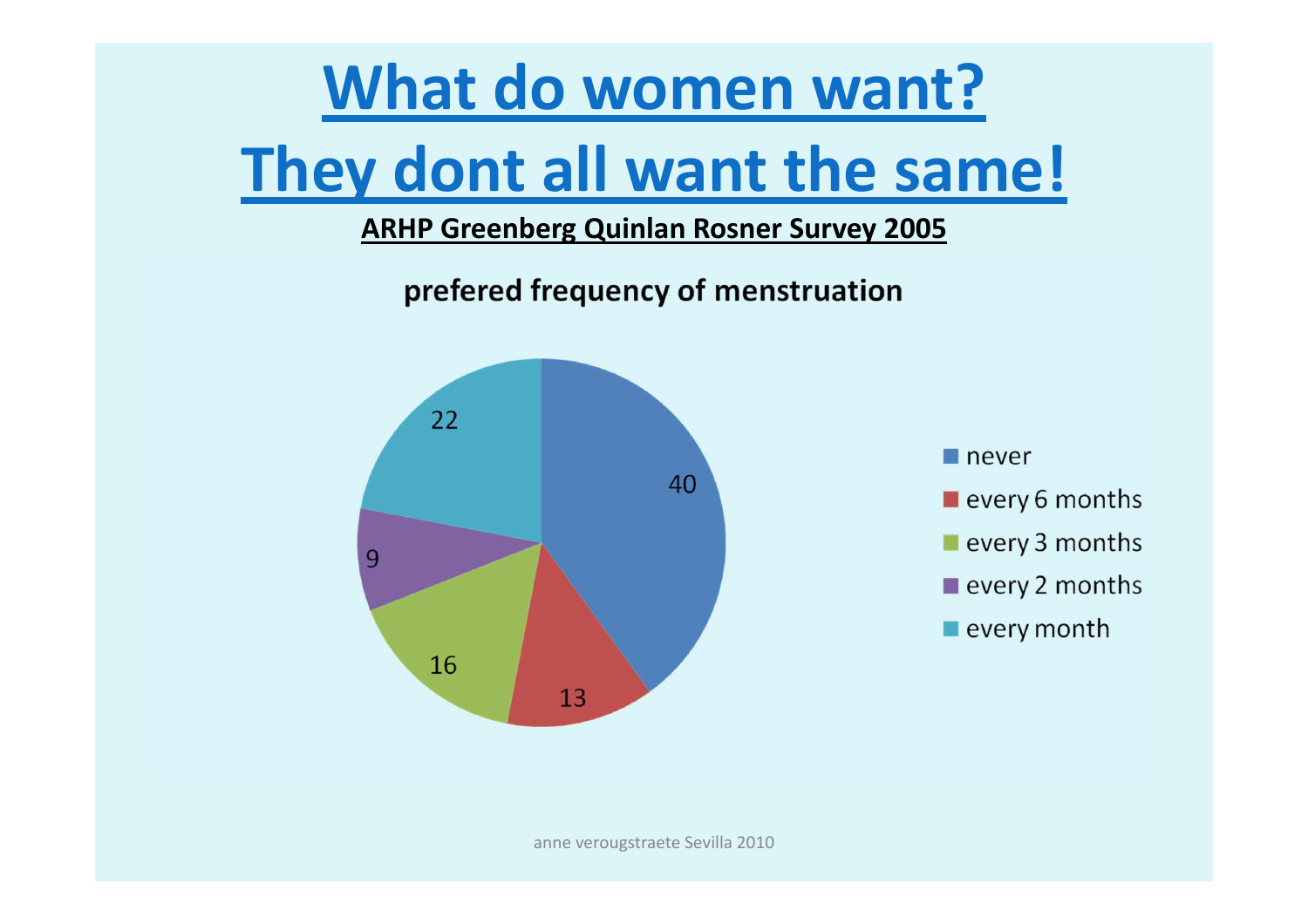# What do women want?

# They dont all want the same!

**ARHP Greenberg Quinlan Rosner Survey 2005**

**prefered frequency of menstruation**

| Preferred frequency | Value |
|---|---|
| never | 40 |
| every 6 months | 13 |
| every 3 months | 16 |
| every 2 months | 9 |
| every month | 22 |

anne verougstraete Sevilla 2010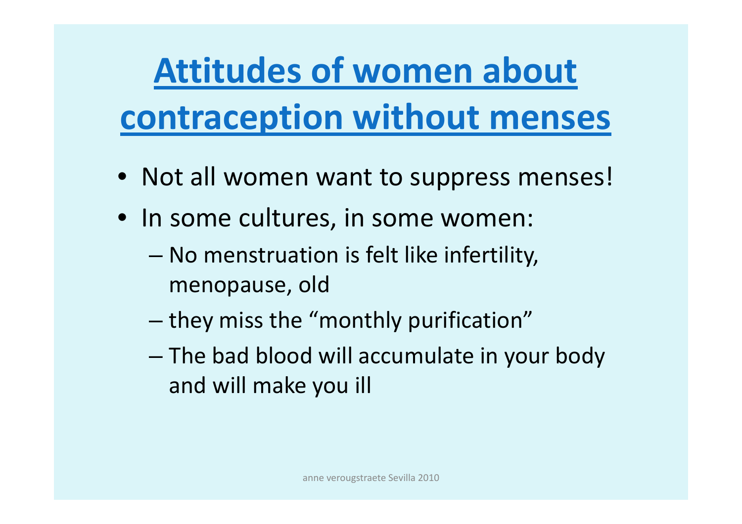# Attitudes of women about contraception without menses

- Not all women want to suppress menses!
- In some cultures, in some women:
  - No menstruation is felt like infertility, menopause, old
  - they miss the "monthly purification"
  - The bad blood will accumulate in your body and will make you ill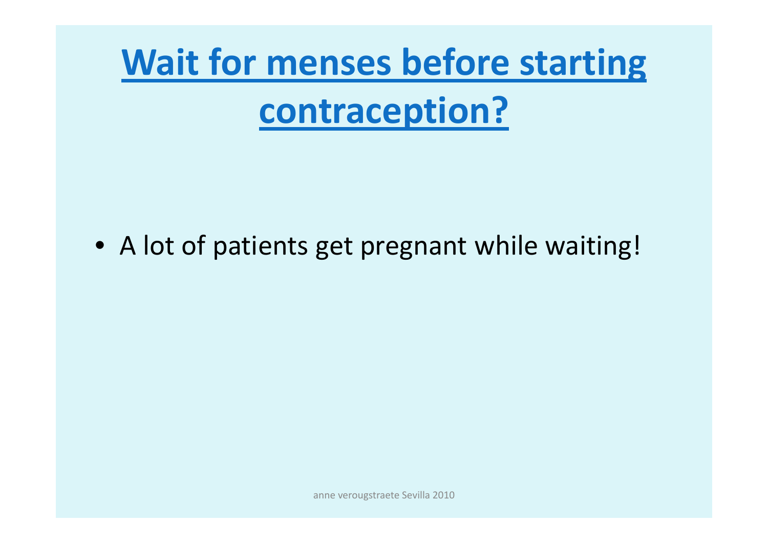# Wait for menses before starting contraception?

- A lot of patients get pregnant while waiting!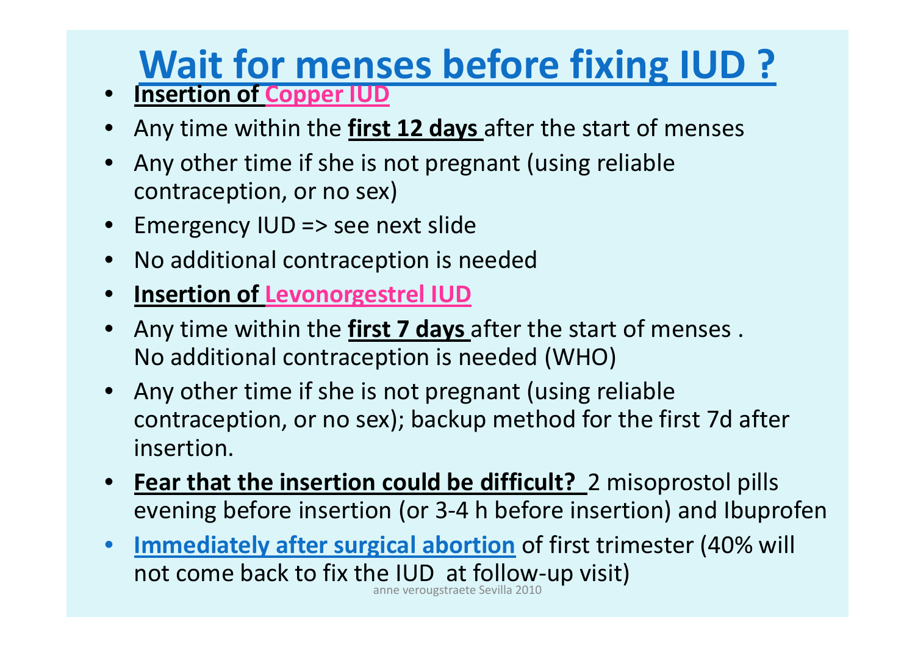# Wait for menses before fixing IUD ?

- **Insertion of Copper IUD**
- Any time within the **first 12 days** after the start of menses
- Any other time if she is not pregnant (using reliable contraception, or no sex)
- Emergency IUD => see next slide
- No additional contraception is needed
- **Insertion of Levonorgestrel IUD**
- Any time within the **first 7 days** after the start of menses . No additional contraception is needed (WHO)
- Any other time if she is not pregnant (using reliable contraception, or no sex); backup method for the first 7d after insertion.
- **Fear that the insertion could be difficult?** 2 misoprostol pills evening before insertion (or 3-4 h before insertion) and Ibuprofen
- **Immediately after surgical abortion** of first trimester (40% will not come back to fix the IUD at follow-up visit)

anne verougstraete Sevilla 2010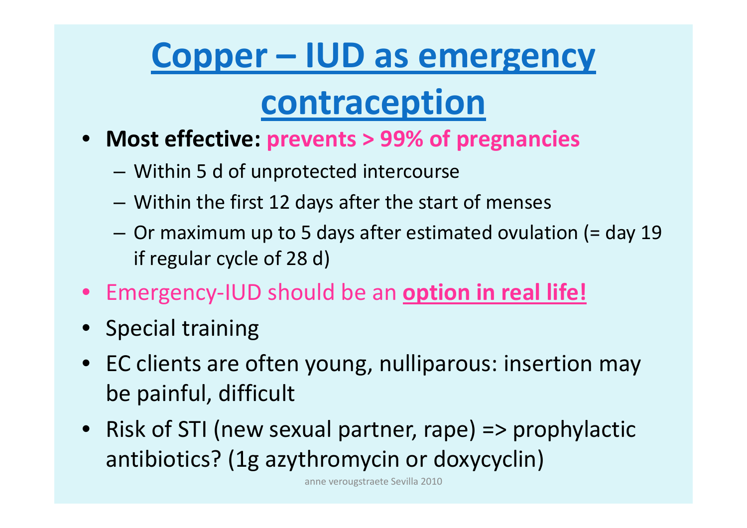# Copper – IUD as emergency contraception

- **Most effective: prevents > 99% of pregnancies**
  - Within 5 d of unprotected intercourse
  - Within the first 12 days after the start of menses
  - Or maximum up to 5 days after estimated ovulation (= day 19 if regular cycle of 28 d)
- Emergency-IUD should be an **option in real life!**
- Special training
- EC clients are often young, nulliparous: insertion may be painful, difficult
- Risk of STI (new sexual partner, rape) => prophylactic antibiotics? (1g azythromycin or doxycyclin)

anne verougstraete Sevilla 2010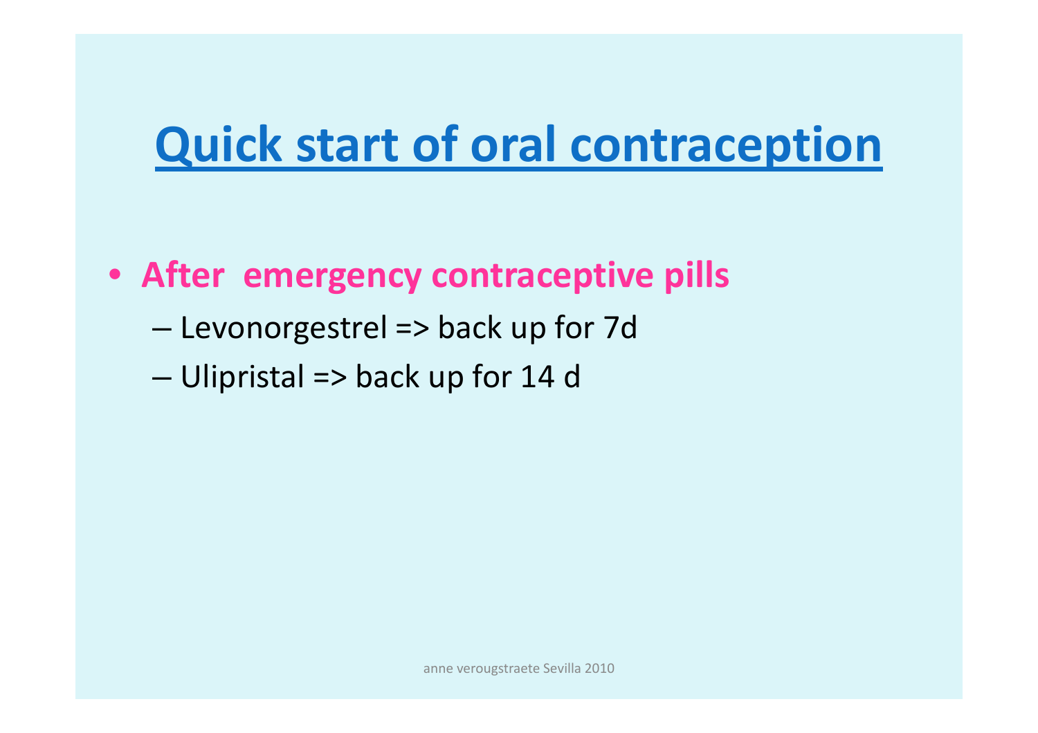# Quick start of oral contraception

- **After emergency contraceptive pills**
  - Levonorgestrel => back up for 7d
  - Ulipristal => back up for 14 d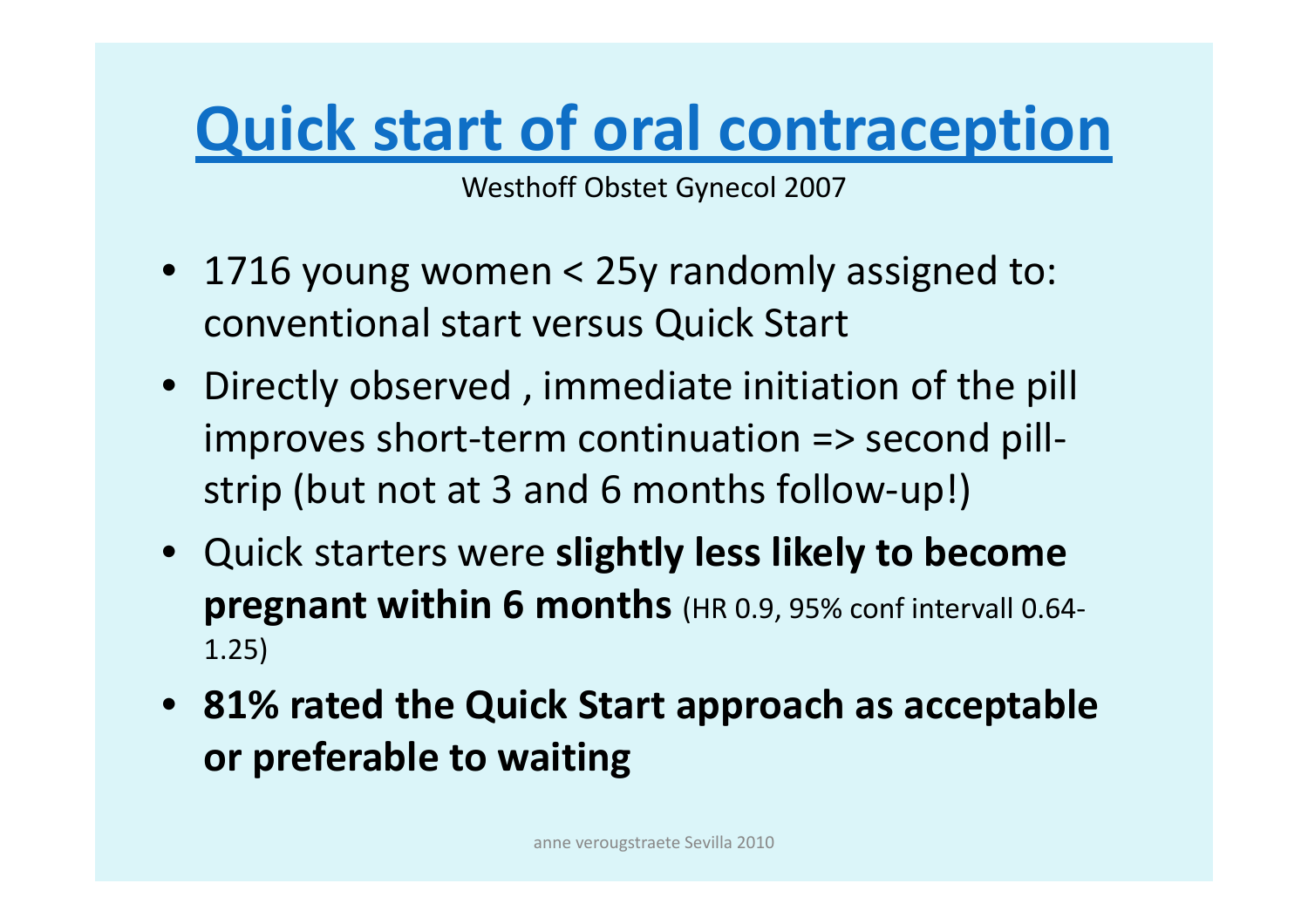# Quick start of oral contraception

Westhoff Obstet Gynecol 2007

- 1716 young women < 25y randomly assigned to: conventional start versus Quick Start
- Directly observed , immediate initiation of the pill improves short-term continuation => second pill-strip (but not at 3 and 6 months follow-up!)
- Quick starters were **slightly less likely to become pregnant within 6 months** (HR 0.9, 95% conf intervall 0.64-1.25)
- **81% rated the Quick Start approach as acceptable or preferable to waiting**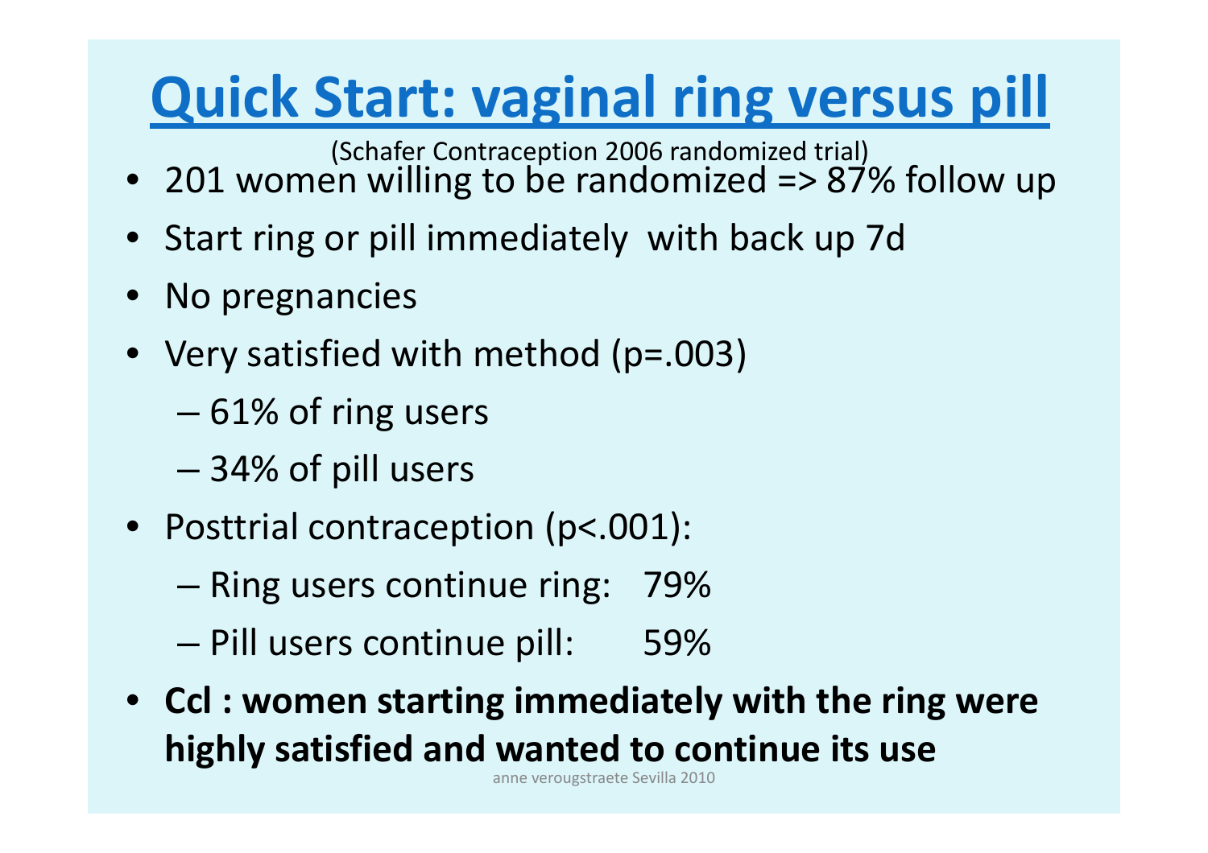# Quick Start: vaginal ring versus pill

(Schafer Contraception 2006 randomized trial)

- 201 women willing to be randomized => 87% follow up
- Start ring or pill immediately with back up 7d
- No pregnancies
- Very satisfied with method ($p=.003$)
  - 61% of ring users
  - 34% of pill users
- Posttrial contraception ($p<.001$):
  - Ring users continue ring: 79%
  - Pill users continue pill: 59%
- **Ccl : women starting immediately with the ring were highly satisfied and wanted to continue its use**

anne verougstraete Sevilla 2010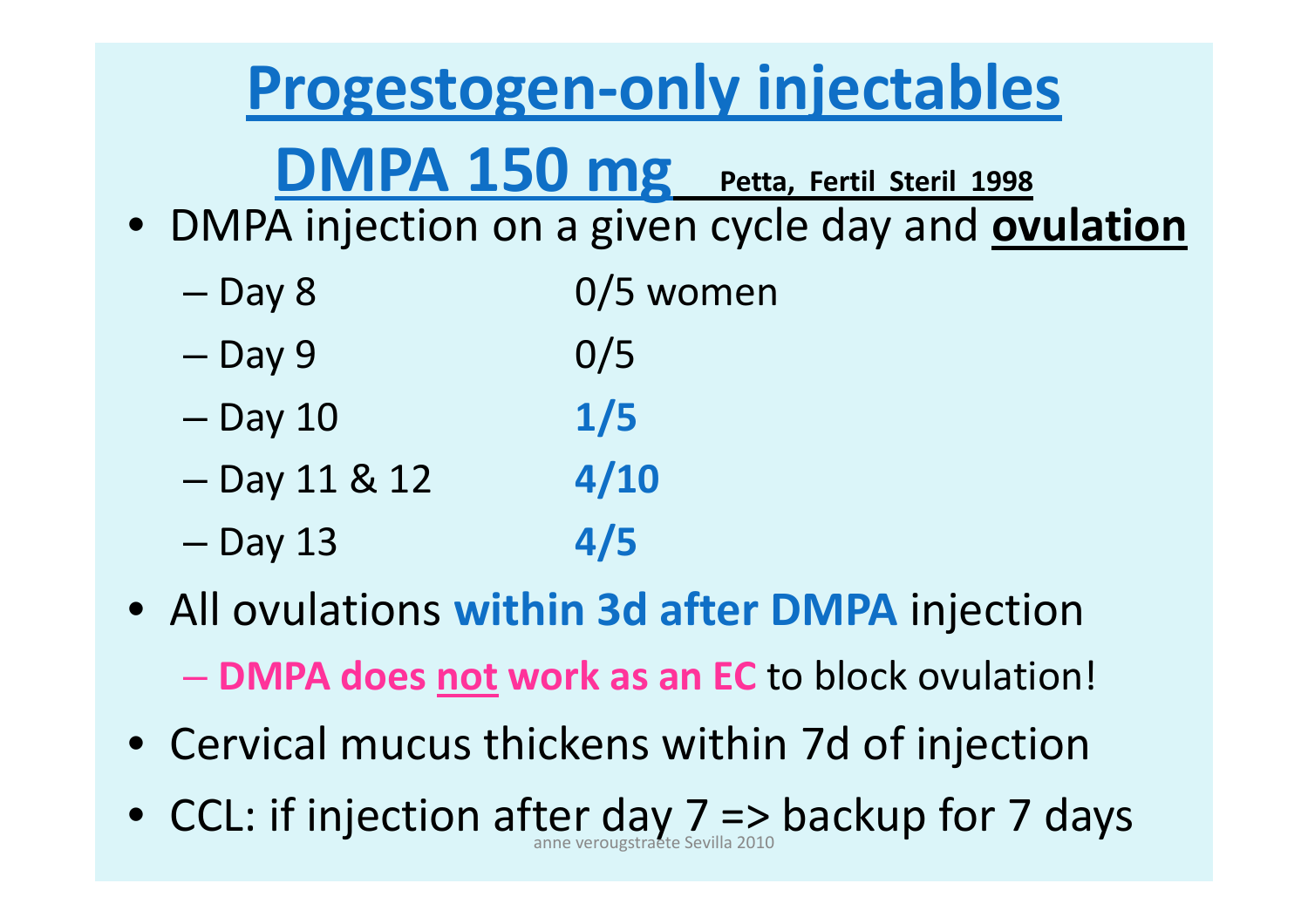# Progestogen-only injectables

## DMPA 150 mg Petta, Fertil Steril 1998

- DMPA injection on a given cycle day and **ovulation**
  - Day 8 0/5 women
  - Day 9 0/5
  - Day 10 **1/5**
  - Day 11 & 12 **4/10**
  - Day 13 **4/5**
- All ovulations **within 3d after DMPA** injection
  - **DMPA does not work as an EC** to block ovulation!
- Cervical mucus thickens within 7d of injection
- CCL: if injection after day 7 => backup for 7 days

anne verougstraete Sevilla 2010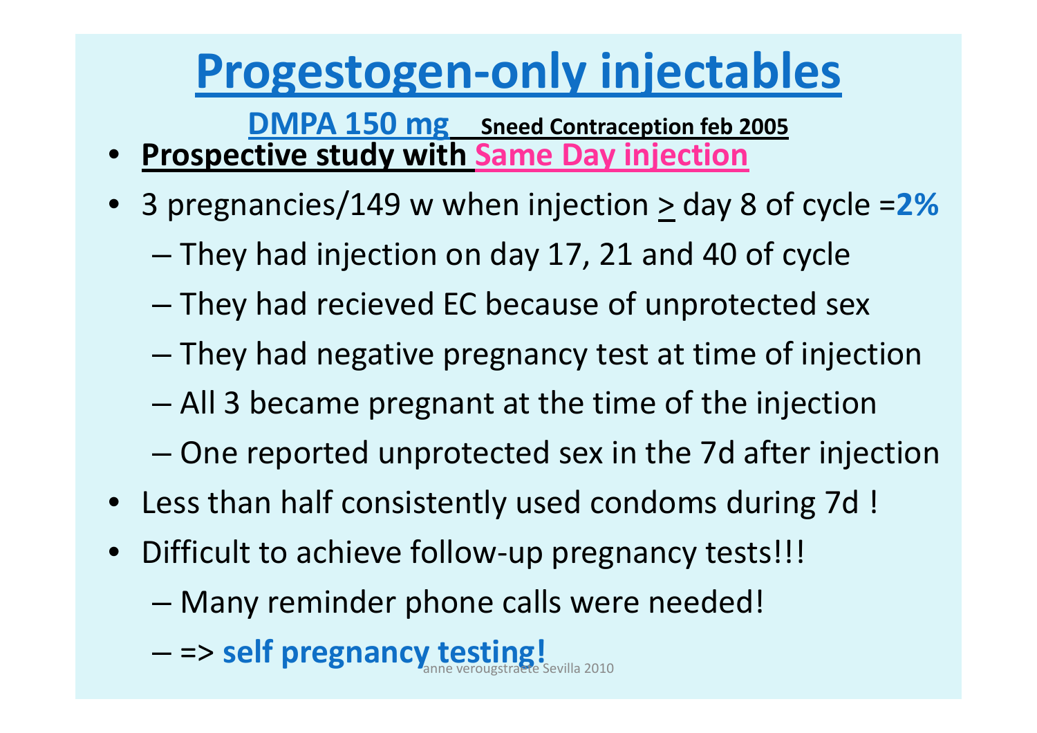# Progestogen-only injectables

**DMPA 150 mg** **Sneed Contraception feb 2005**

- **Prospective study with Same Day injection**
- 3 pregnancies/149 w when injection ≥ day 8 of cycle =**2%**
  - They had injection on day 17, 21 and 40 of cycle
  - They had recieved EC because of unprotected sex
  - They had negative pregnancy test at time of injection
  - All 3 became pregnant at the time of the injection
  - One reported unprotected sex in the 7d after injection
- Less than half consistently used condoms during 7d !
- Difficult to achieve follow-up pregnancy tests!!!
  - Many reminder phone calls were needed!
  - => **self pregnancy testing!**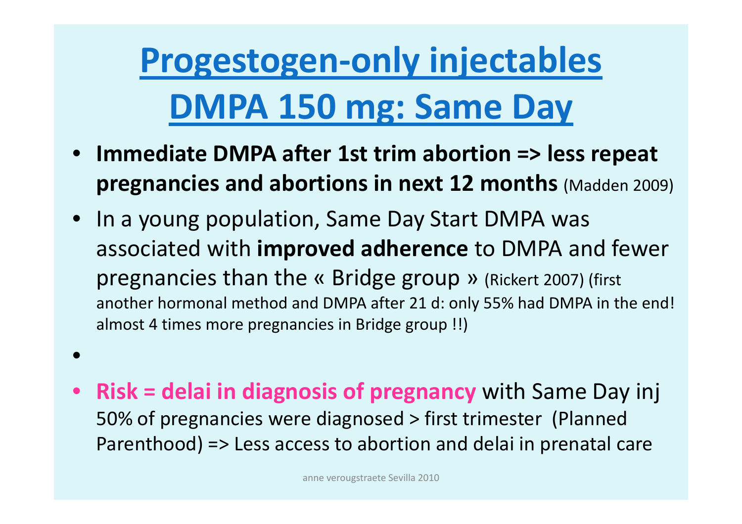# Progestogen-only injectables DMPA 150 mg: Same Day

- **Immediate DMPA after 1st trim abortion => less repeat pregnancies and abortions in next 12 months** (Madden 2009)
- In a young population, Same Day Start DMPA was associated with **improved adherence** to DMPA and fewer pregnancies than the « Bridge group » (Rickert 2007) (first another hormonal method and DMPA after 21 d: only 55% had DMPA in the end! almost 4 times more pregnancies in Bridge group !!)
- **Risk = delai in diagnosis of pregnancy** with Same Day inj 50% of pregnancies were diagnosed > first trimester (Planned Parenthood) => Less access to abortion and delai in prenatal care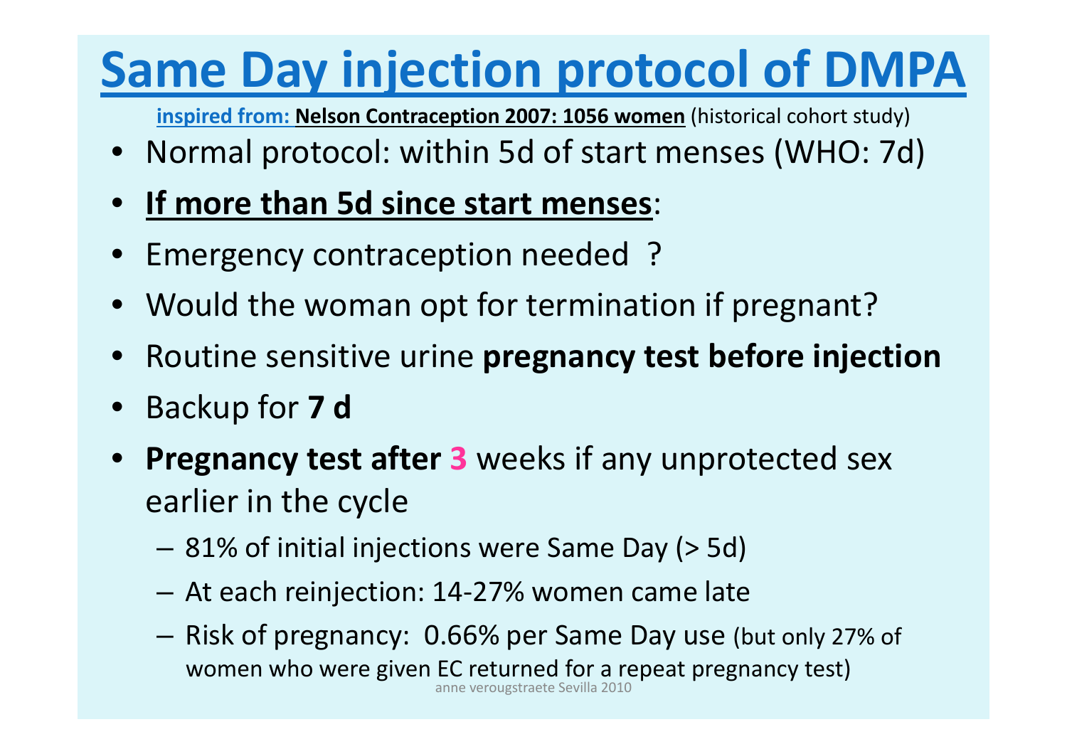# Same Day injection protocol of DMPA

**inspired from: Nelson Contraception 2007: 1056 women** (historical cohort study)

- Normal protocol: within 5d of start menses (WHO: 7d)
- **If more than 5d since start menses**:
- Emergency contraception needed ?
- Would the woman opt for termination if pregnant?
- Routine sensitive urine **pregnancy test before injection**
- Backup for **7 d**
- **Pregnancy test after 3** weeks if any unprotected sex earlier in the cycle
  - 81% of initial injections were Same Day (> 5d)
  - At each reinjection: 14-27% women came late
  - Risk of pregnancy: 0.66% per Same Day use (but only 27% of women who were given EC returned for a repeat pregnancy test)

anne verougstraete Sevilla 2010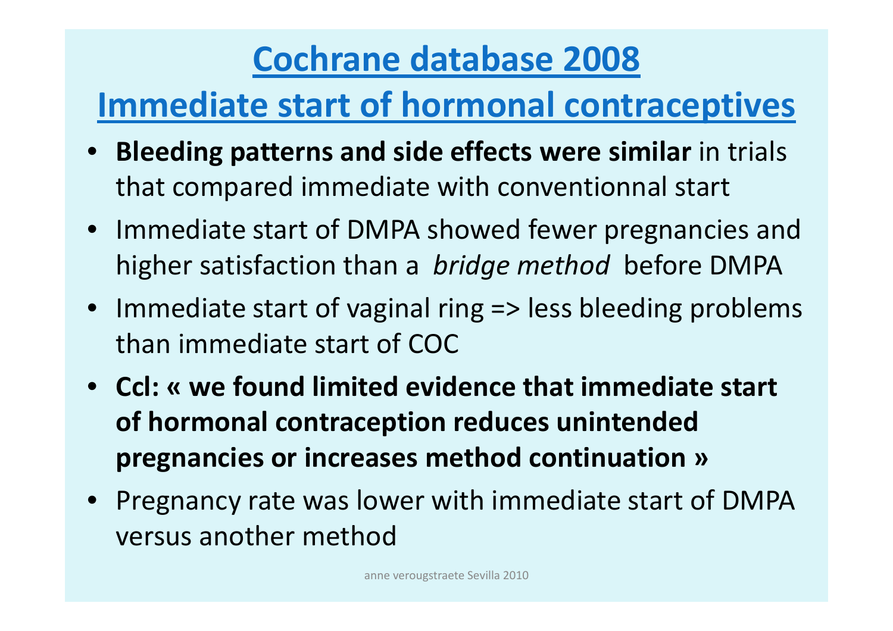# Cochrane database 2008

# Immediate start of hormonal contraceptives

- **Bleeding patterns and side effects were similar** in trials that compared immediate with conventionnal start
- Immediate start of DMPA showed fewer pregnancies and higher satisfaction than a *bridge method* before DMPA
- Immediate start of vaginal ring => less bleeding problems than immediate start of COC
- **Ccl: « we found limited evidence that immediate start of hormonal contraception reduces unintended pregnancies or increases method continuation »**
- Pregnancy rate was lower with immediate start of DMPA versus another method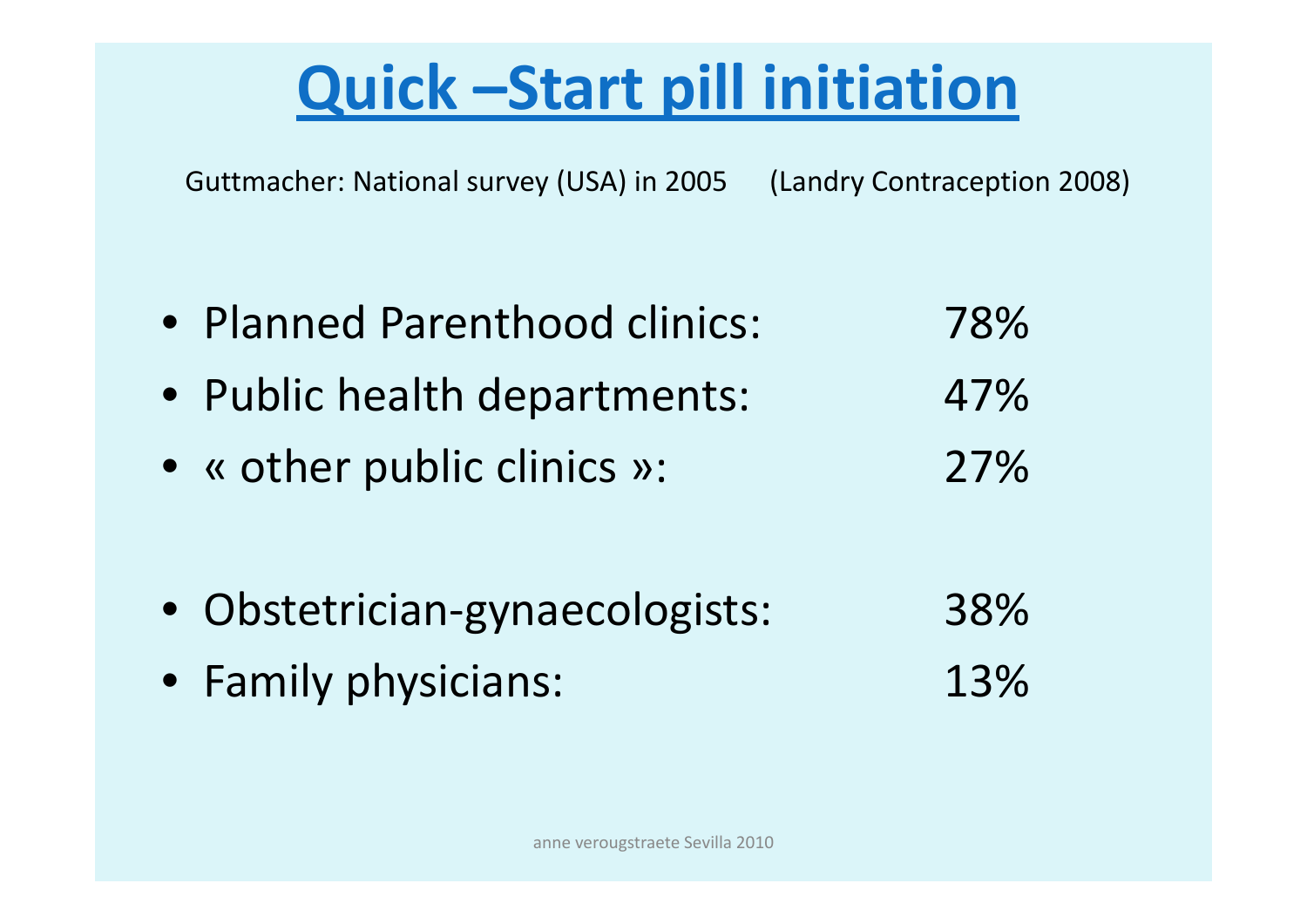# Quick –Start pill initiation

Guttmacher: National survey (USA) in 2005 (Landry Contraception 2008)

- Planned Parenthood clinics: 78%
- Public health departments: 47%
- « other public clinics »: 27%

- Obstetrician-gynaecologists: 38%
- Family physicians: 13%

anne verougstraete Sevilla 2010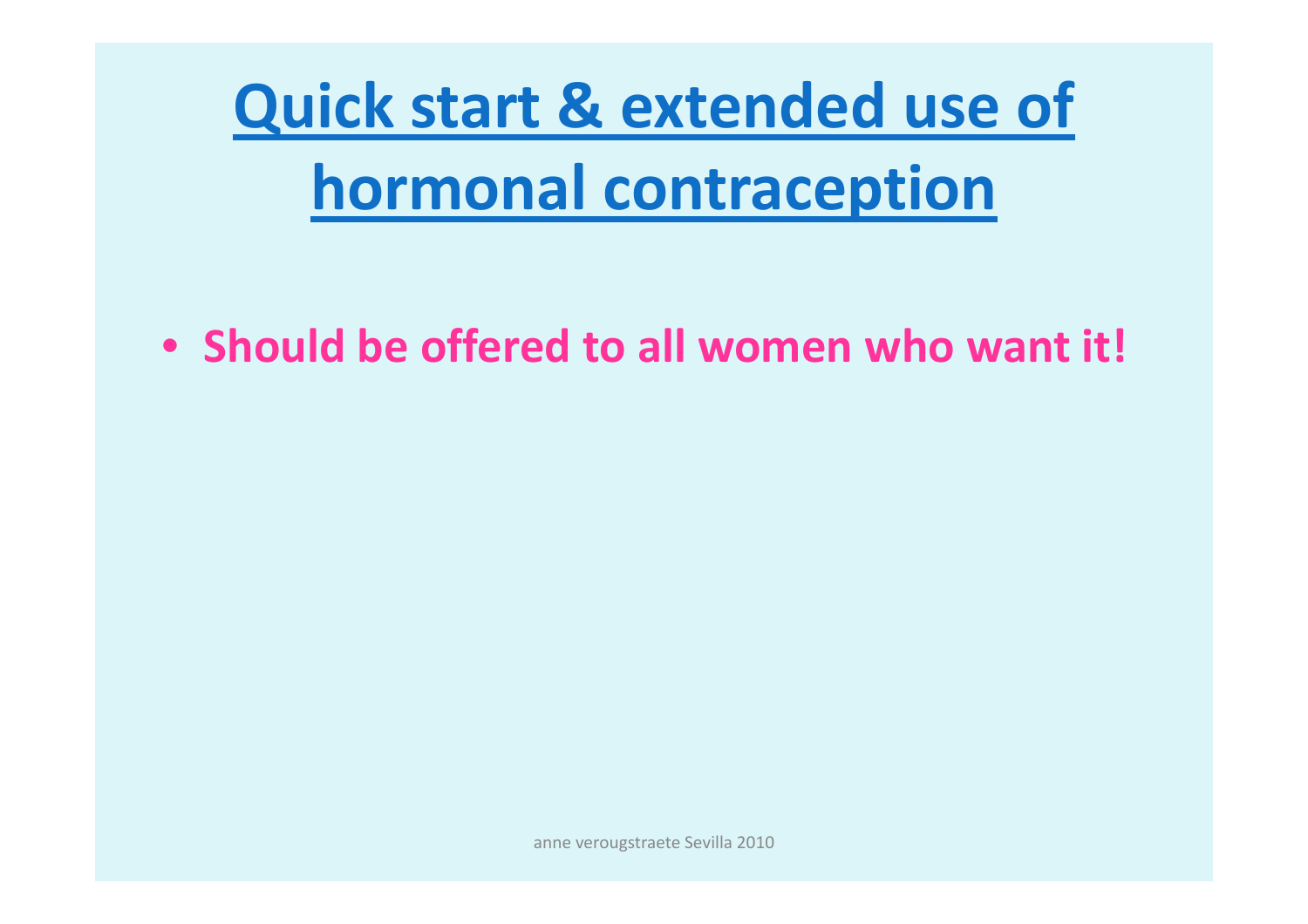# Quick start & extended use of hormonal contraception

- **Should be offered to all women who want it!**